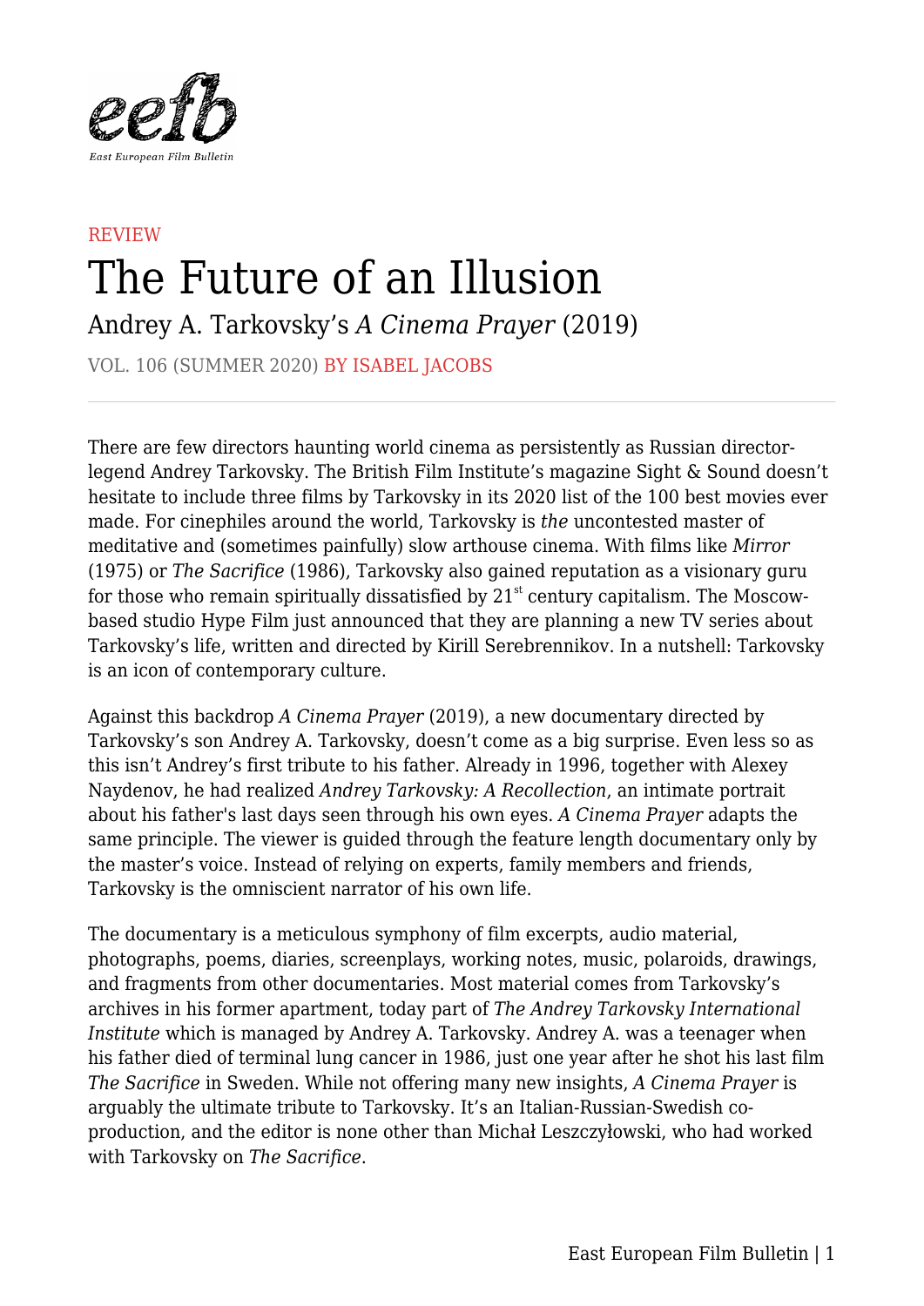REVIEW

# The Future of an Illusion

## Andrey A. Tarkovsky's *A Cinema Prayer* (2019)

VOL. 106 (SUMMER 2020) BY ISABEL JACOBS

There are few directors haunting world cinema as persistently as Russian director-legend Andrey Tarkovsky. The British Film Institute's magazine Sight & Sound doesn't hesitate to include three films by Tarkovsky in its 2020 list of the 100 best movies ever made. For cinephiles around the world, Tarkovsky is *the* uncontested master of meditative and (sometimes painfully) slow arthouse cinema. With films like *Mirror* (1975) or *The Sacrifice* (1986), Tarkovsky also gained reputation as a visionary guru for those who remain spiritually dissatisfied by 21st century capitalism. The Moscow-based studio Hype Film just announced that they are planning a new TV series about Tarkovsky's life, written and directed by Kirill Serebrennikov. In a nutshell: Tarkovsky is an icon of contemporary culture.

Against this backdrop *A Cinema Prayer* (2019), a new documentary directed by Tarkovsky's son Andrey A. Tarkovsky, doesn't come as a big surprise. Even less so as this isn't Andrey's first tribute to his father. Already in 1996, together with Alexey Naydenov, he had realized *Andrey Tarkovsky: A Recollection*, an intimate portrait about his father's last days seen through his own eyes. *A Cinema Prayer* adapts the same principle. The viewer is guided through the feature length documentary only by the master's voice. Instead of relying on experts, family members and friends, Tarkovsky is the omniscient narrator of his own life.

The documentary is a meticulous symphony of film excerpts, audio material, photographs, poems, diaries, screenplays, working notes, music, polaroids, drawings, and fragments from other documentaries. Most material comes from Tarkovsky's archives in his former apartment, today part of *The Andrey Tarkovsky International Institute* which is managed by Andrey A. Tarkovsky. Andrey A. was a teenager when his father died of terminal lung cancer in 1986, just one year after he shot his last film *The Sacrifice* in Sweden. While not offering many new insights, *A Cinema Prayer* is arguably the ultimate tribute to Tarkovsky. It's an Italian-Russian-Swedish co-production, and the editor is none other than Michał Leszczyłowski, who had worked with Tarkovsky on *The Sacrifice*.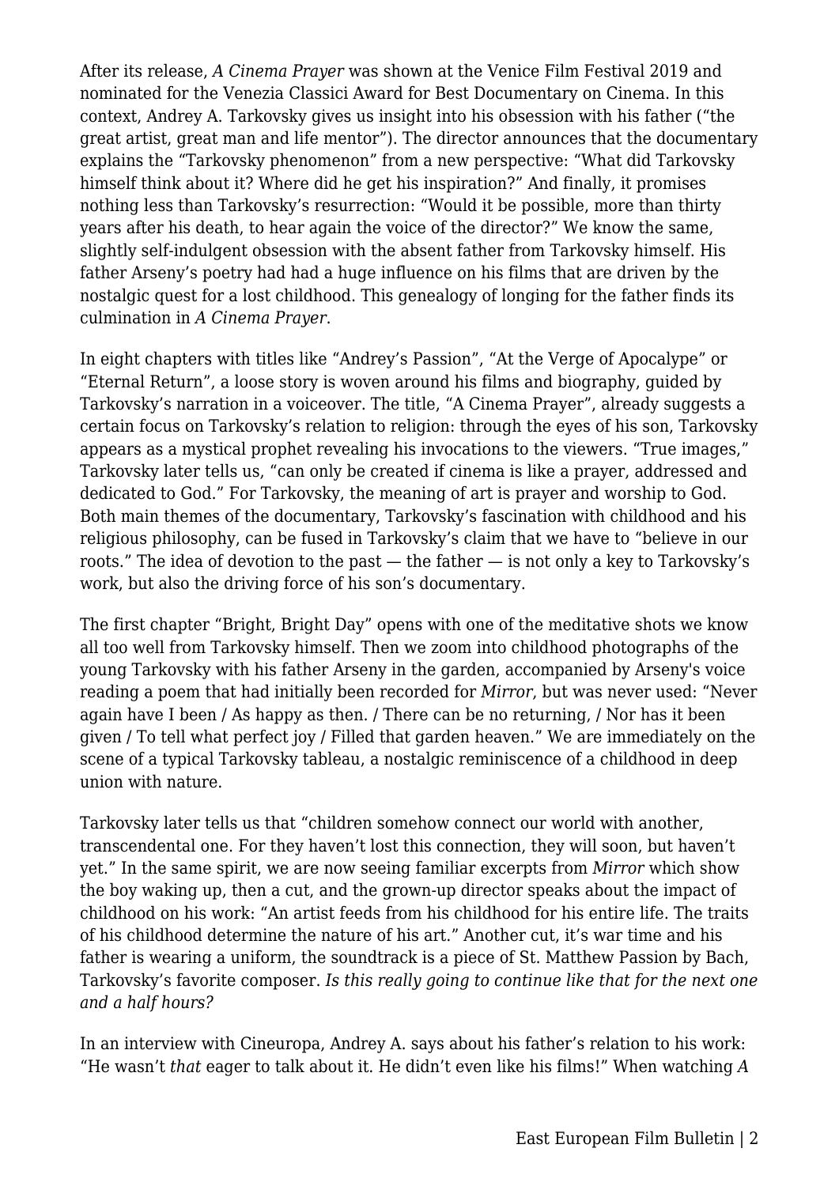After its release, *A Cinema Prayer* was shown at the Venice Film Festival 2019 and nominated for the Venezia Classici Award for Best Documentary on Cinema. In this context, Andrey A. Tarkovsky gives us insight into his obsession with his father ("the great artist, great man and life mentor"). The director announces that the documentary explains the "Tarkovsky phenomenon" from a new perspective: "What did Tarkovsky himself think about it? Where did he get his inspiration?" And finally, it promises nothing less than Tarkovsky's resurrection: "Would it be possible, more than thirty years after his death, to hear again the voice of the director?" We know the same, slightly self-indulgent obsession with the absent father from Tarkovsky himself. His father Arseny's poetry had had a huge influence on his films that are driven by the nostalgic quest for a lost childhood. This genealogy of longing for the father finds its culmination in *A Cinema Prayer*.

In eight chapters with titles like "Andrey's Passion", "At the Verge of Apocalype" or "Eternal Return", a loose story is woven around his films and biography, guided by Tarkovsky's narration in a voiceover. The title, "A Cinema Prayer", already suggests a certain focus on Tarkovsky's relation to religion: through the eyes of his son, Tarkovsky appears as a mystical prophet revealing his invocations to the viewers. "True images," Tarkovsky later tells us, "can only be created if cinema is like a prayer, addressed and dedicated to God." For Tarkovsky, the meaning of art is prayer and worship to God. Both main themes of the documentary, Tarkovsky's fascination with childhood and his religious philosophy, can be fused in Tarkovsky's claim that we have to "believe in our roots." The idea of devotion to the past — the father — is not only a key to Tarkovsky's work, but also the driving force of his son's documentary.

The first chapter "Bright, Bright Day" opens with one of the meditative shots we know all too well from Tarkovsky himself. Then we zoom into childhood photographs of the young Tarkovsky with his father Arseny in the garden, accompanied by Arseny's voice reading a poem that had initially been recorded for *Mirror*, but was never used: "Never again have I been / As happy as then. / There can be no returning, / Nor has it been given / To tell what perfect joy / Filled that garden heaven." We are immediately on the scene of a typical Tarkovsky tableau, a nostalgic reminiscence of a childhood in deep union with nature.

Tarkovsky later tells us that "children somehow connect our world with another, transcendental one. For they haven't lost this connection, they will soon, but haven't yet." In the same spirit, we are now seeing familiar excerpts from *Mirror* which show the boy waking up, then a cut, and the grown-up director speaks about the impact of childhood on his work: "An artist feeds from his childhood for his entire life. The traits of his childhood determine the nature of his art." Another cut, it's war time and his father is wearing a uniform, the soundtrack is a piece of St. Matthew Passion by Bach, Tarkovsky's favorite composer. *Is this really going to continue like that for the next one and a half hours?*

In an interview with Cineuropa, Andrey A. says about his father's relation to his work: "He wasn't *that* eager to talk about it. He didn't even like his films!" When watching *A*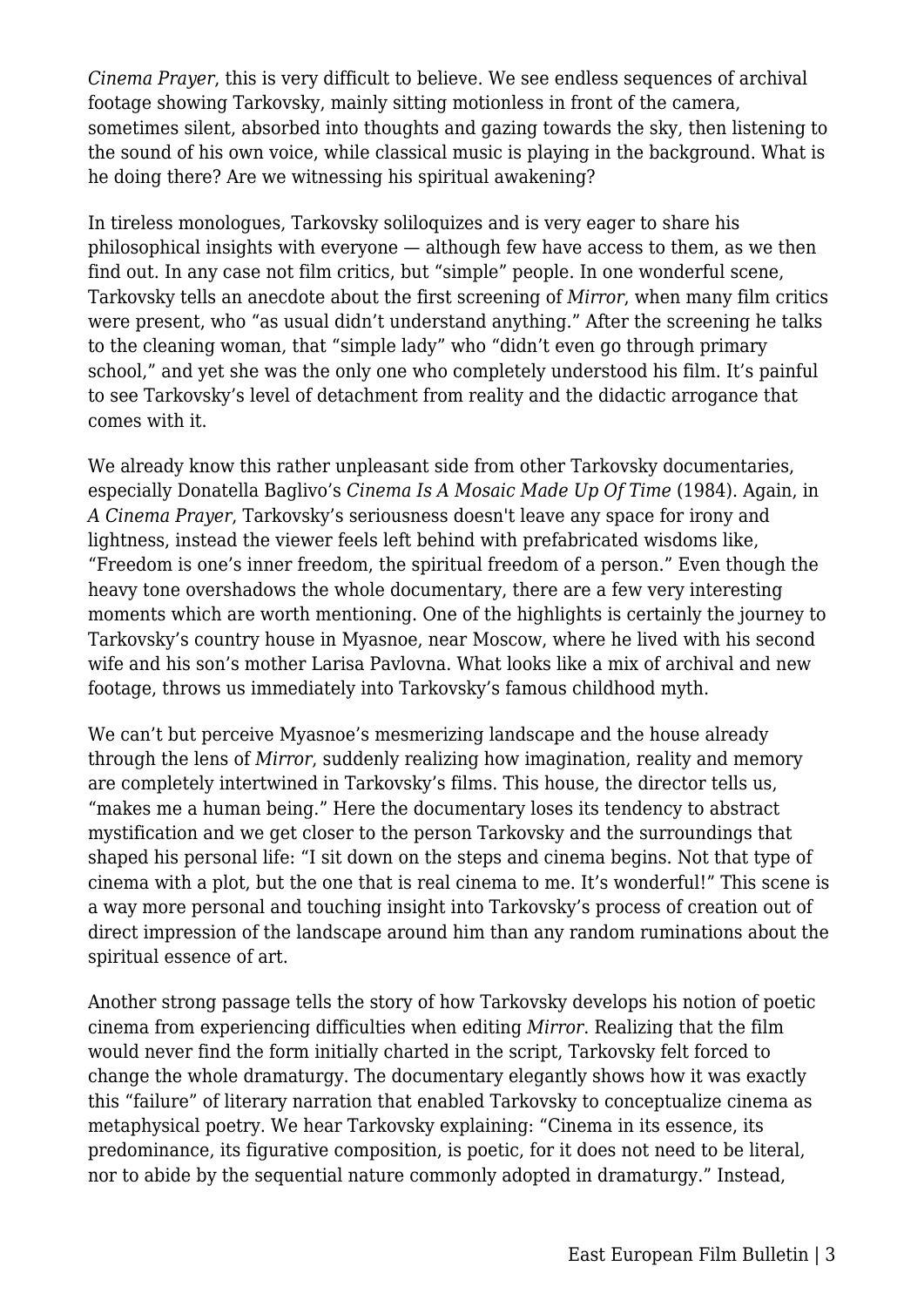*Cinema Prayer*, this is very difficult to believe. We see endless sequences of archival footage showing Tarkovsky, mainly sitting motionless in front of the camera, sometimes silent, absorbed into thoughts and gazing towards the sky, then listening to the sound of his own voice, while classical music is playing in the background. What is he doing there? Are we witnessing his spiritual awakening?

In tireless monologues, Tarkovsky soliloquizes and is very eager to share his philosophical insights with everyone — although few have access to them, as we then find out. In any case not film critics, but "simple" people. In one wonderful scene, Tarkovsky tells an anecdote about the first screening of *Mirror*, when many film critics were present, who "as usual didn't understand anything." After the screening he talks to the cleaning woman, that "simple lady" who "didn't even go through primary school," and yet she was the only one who completely understood his film. It's painful to see Tarkovsky's level of detachment from reality and the didactic arrogance that comes with it.

We already know this rather unpleasant side from other Tarkovsky documentaries, especially Donatella Baglivo's *Cinema Is A Mosaic Made Up Of Time* (1984). Again, in *A Cinema Prayer,* Tarkovsky's seriousness doesn't leave any space for irony and lightness, instead the viewer feels left behind with prefabricated wisdoms like, "Freedom is one's inner freedom, the spiritual freedom of a person." Even though the heavy tone overshadows the whole documentary, there are a few very interesting moments which are worth mentioning. One of the highlights is certainly the journey to Tarkovsky's country house in Myasnoe, near Moscow, where he lived with his second wife and his son's mother Larisa Pavlovna. What looks like a mix of archival and new footage, throws us immediately into Tarkovsky's famous childhood myth.

We can't but perceive Myasnoe's mesmerizing landscape and the house already through the lens of *Mirror*, suddenly realizing how imagination, reality and memory are completely intertwined in Tarkovsky's films. This house, the director tells us, "makes me a human being." Here the documentary loses its tendency to abstract mystification and we get closer to the person Tarkovsky and the surroundings that shaped his personal life: "I sit down on the steps and cinema begins. Not that type of cinema with a plot, but the one that is real cinema to me. It's wonderful!" This scene is a way more personal and touching insight into Tarkovsky's process of creation out of direct impression of the landscape around him than any random ruminations about the spiritual essence of art.

Another strong passage tells the story of how Tarkovsky develops his notion of poetic cinema from experiencing difficulties when editing *Mirror*. Realizing that the film would never find the form initially charted in the script, Tarkovsky felt forced to change the whole dramaturgy. The documentary elegantly shows how it was exactly this "failure" of literary narration that enabled Tarkovsky to conceptualize cinema as metaphysical poetry. We hear Tarkovsky explaining: "Cinema in its essence, its predominance, its figurative composition, is poetic, for it does not need to be literal, nor to abide by the sequential nature commonly adopted in dramaturgy." Instead,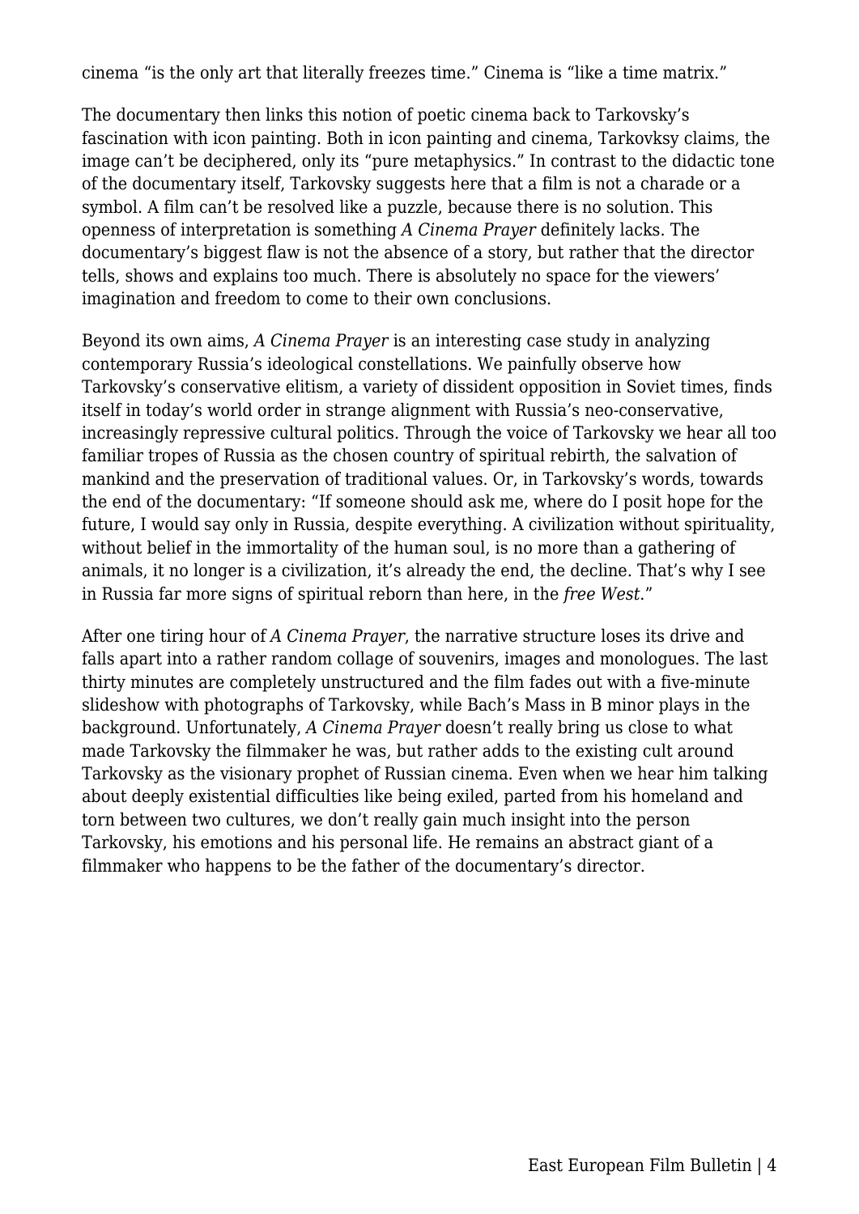cinema "is the only art that literally freezes time." Cinema is "like a time matrix."

The documentary then links this notion of poetic cinema back to Tarkovsky's fascination with icon painting. Both in icon painting and cinema, Tarkovksy claims, the image can't be deciphered, only its "pure metaphysics." In contrast to the didactic tone of the documentary itself, Tarkovsky suggests here that a film is not a charade or a symbol. A film can't be resolved like a puzzle, because there is no solution. This openness of interpretation is something *A Cinema Prayer* definitely lacks. The documentary's biggest flaw is not the absence of a story, but rather that the director tells, shows and explains too much. There is absolutely no space for the viewers' imagination and freedom to come to their own conclusions.

Beyond its own aims, *A Cinema Prayer* is an interesting case study in analyzing contemporary Russia's ideological constellations. We painfully observe how Tarkovsky's conservative elitism, a variety of dissident opposition in Soviet times, finds itself in today's world order in strange alignment with Russia's neo-conservative, increasingly repressive cultural politics. Through the voice of Tarkovsky we hear all too familiar tropes of Russia as the chosen country of spiritual rebirth, the salvation of mankind and the preservation of traditional values. Or, in Tarkovsky's words, towards the end of the documentary: "If someone should ask me, where do I posit hope for the future, I would say only in Russia, despite everything. A civilization without spirituality, without belief in the immortality of the human soul, is no more than a gathering of animals, it no longer is a civilization, it's already the end, the decline. That's why I see in Russia far more signs of spiritual reborn than here, in the *free West*."

After one tiring hour of *A Cinema Prayer*, the narrative structure loses its drive and falls apart into a rather random collage of souvenirs, images and monologues. The last thirty minutes are completely unstructured and the film fades out with a five-minute slideshow with photographs of Tarkovsky, while Bach's Mass in B minor plays in the background. Unfortunately, *A Cinema Prayer* doesn't really bring us close to what made Tarkovsky the filmmaker he was, but rather adds to the existing cult around Tarkovsky as the visionary prophet of Russian cinema. Even when we hear him talking about deeply existential difficulties like being exiled, parted from his homeland and torn between two cultures, we don't really gain much insight into the person Tarkovsky, his emotions and his personal life. He remains an abstract giant of a filmmaker who happens to be the father of the documentary's director.